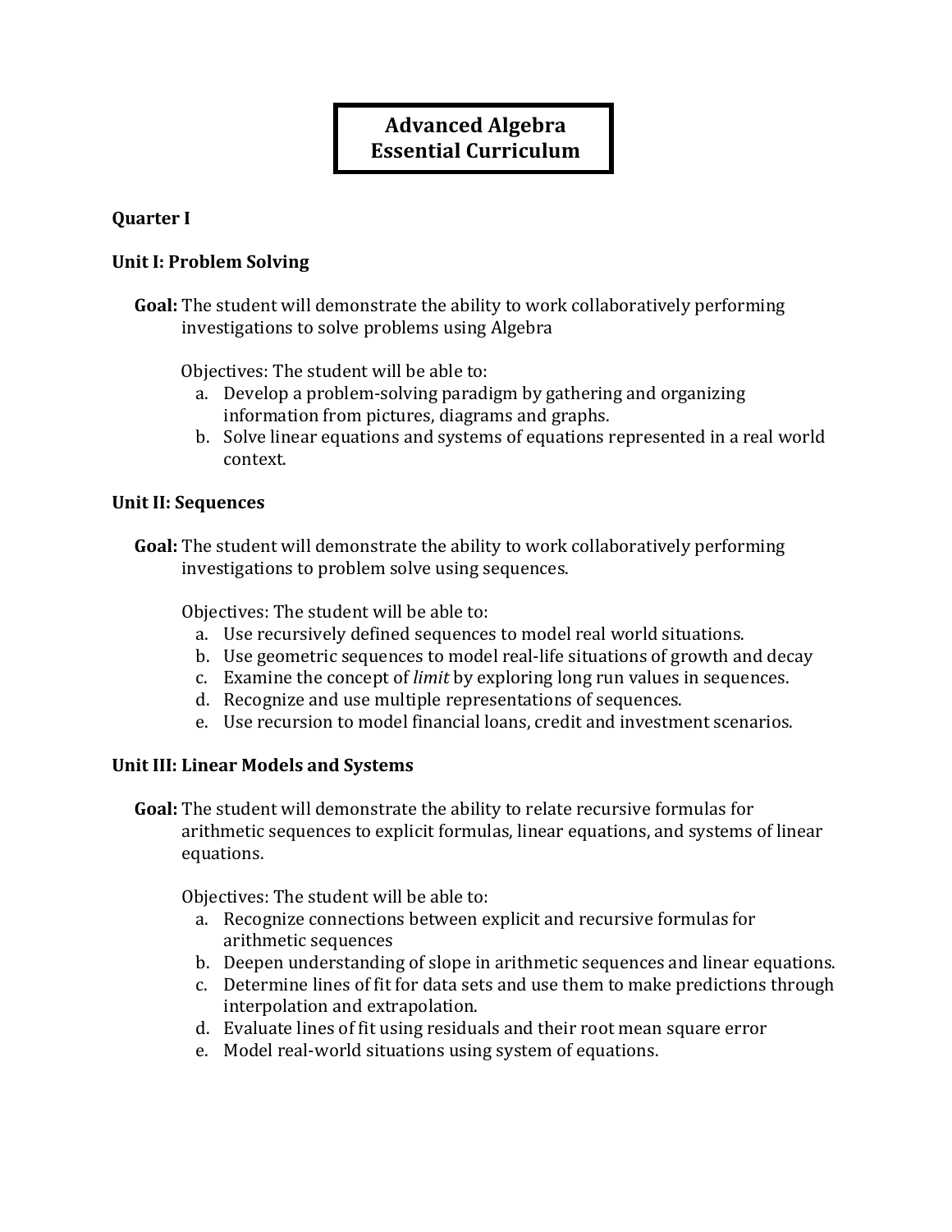# Advanced Algebra
# Essential Curriculum

## Quarter I

### Unit I: Problem Solving

**Goal:** The student will demonstrate the ability to work collaboratively performing investigations to solve problems using Algebra

Objectives: The student will be able to:

a. Develop a problem-solving paradigm by gathering and organizing information from pictures, diagrams and graphs.
b. Solve linear equations and systems of equations represented in a real world context.

### Unit II: Sequences

**Goal:** The student will demonstrate the ability to work collaboratively performing investigations to problem solve using sequences.

Objectives: The student will be able to:

a. Use recursively defined sequences to model real world situations.
b. Use geometric sequences to model real-life situations of growth and decay
c. Examine the concept of *limit* by exploring long run values in sequences.
d. Recognize and use multiple representations of sequences.
e. Use recursion to model financial loans, credit and investment scenarios.

### Unit III: Linear Models and Systems

**Goal:** The student will demonstrate the ability to relate recursive formulas for arithmetic sequences to explicit formulas, linear equations, and systems of linear equations.

Objectives: The student will be able to:

a. Recognize connections between explicit and recursive formulas for arithmetic sequences
b. Deepen understanding of slope in arithmetic sequences and linear equations.
c. Determine lines of fit for data sets and use them to make predictions through interpolation and extrapolation.
d. Evaluate lines of fit using residuals and their root mean square error
e. Model real-world situations using system of equations.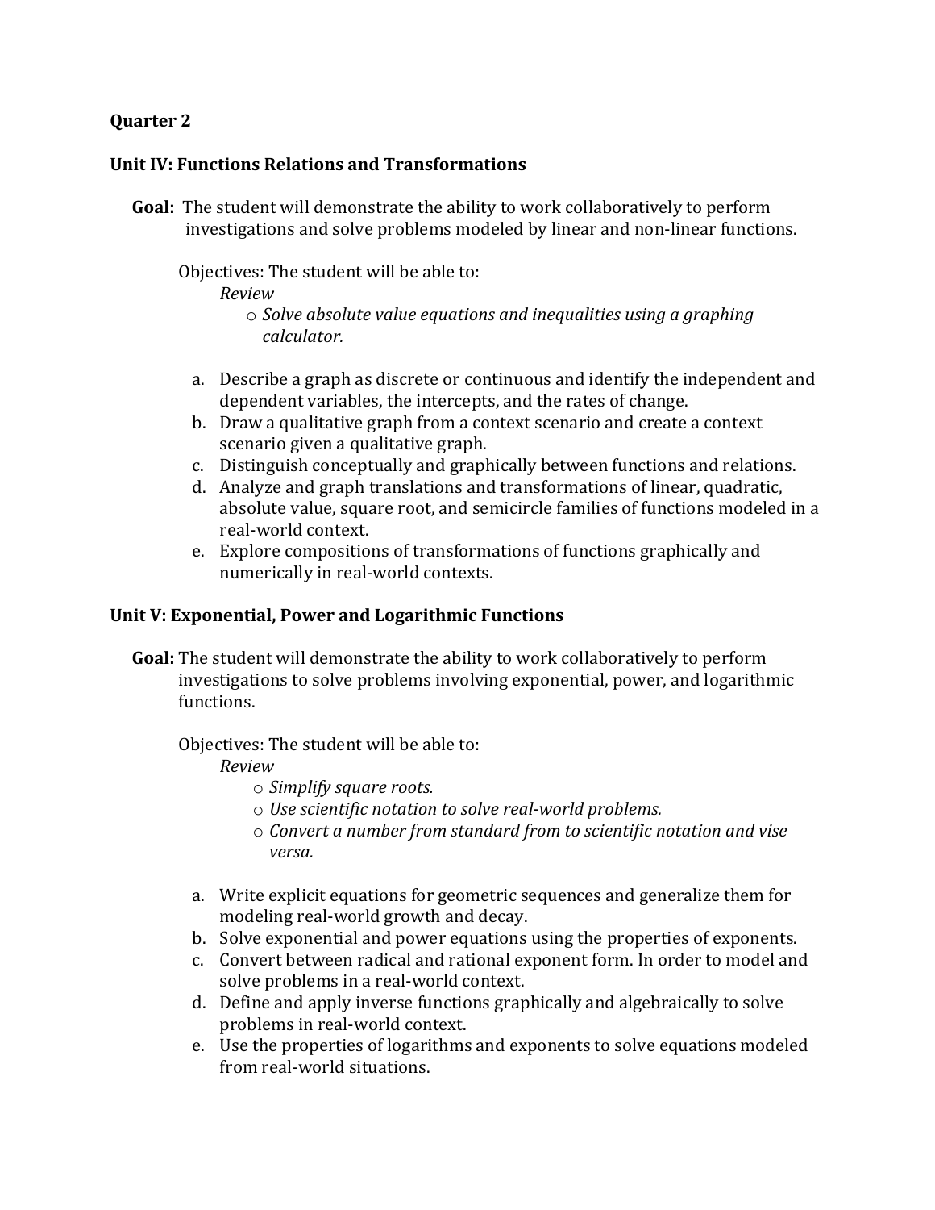**Quarter 2**

**Unit IV: Functions Relations and Transformations**

**Goal:** The student will demonstrate the ability to work collaboratively to perform investigations and solve problems modeled by linear and non-linear functions.

Objectives: The student will be able to:

*Review*

- *Solve absolute value equations and inequalities using a graphing calculator.*

a. Describe a graph as discrete or continuous and identify the independent and dependent variables, the intercepts, and the rates of change.
b. Draw a qualitative graph from a context scenario and create a context scenario given a qualitative graph.
c. Distinguish conceptually and graphically between functions and relations.
d. Analyze and graph translations and transformations of linear, quadratic, absolute value, square root, and semicircle families of functions modeled in a real-world context.
e. Explore compositions of transformations of functions graphically and numerically in real-world contexts.

**Unit V: Exponential, Power and Logarithmic Functions**

**Goal:** The student will demonstrate the ability to work collaboratively to perform investigations to solve problems involving exponential, power, and logarithmic functions.

Objectives: The student will be able to:

*Review*

- *Simplify square roots.*
- *Use scientific notation to solve real-world problems.*
- *Convert a number from standard from to scientific notation and vise versa.*

a. Write explicit equations for geometric sequences and generalize them for modeling real-world growth and decay.
b. Solve exponential and power equations using the properties of exponents.
c. Convert between radical and rational exponent form. In order to model and solve problems in a real-world context.
d. Define and apply inverse functions graphically and algebraically to solve problems in real-world context.
e. Use the properties of logarithms and exponents to solve equations modeled from real-world situations.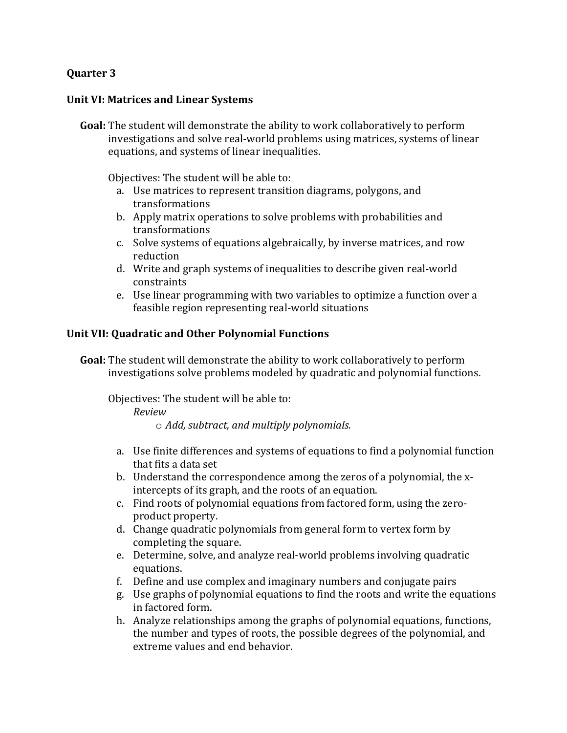**Quarter 3**

**Unit VI: Matrices and Linear Systems**

**Goal:** The student will demonstrate the ability to work collaboratively to perform investigations and solve real-world problems using matrices, systems of linear equations, and systems of linear inequalities.

Objectives: The student will be able to:

a. Use matrices to represent transition diagrams, polygons, and transformations
b. Apply matrix operations to solve problems with probabilities and transformations
c. Solve systems of equations algebraically, by inverse matrices, and row reduction
d. Write and graph systems of inequalities to describe given real-world constraints
e. Use linear programming with two variables to optimize a function over a feasible region representing real-world situations

**Unit VII: Quadratic and Other Polynomial Functions**

**Goal:** The student will demonstrate the ability to work collaboratively to perform investigations solve problems modeled by quadratic and polynomial functions.

Objectives: The student will be able to:

*Review*

- *Add, subtract, and multiply polynomials.*

a. Use finite differences and systems of equations to find a polynomial function that fits a data set
b. Understand the correspondence among the zeros of a polynomial, the x-intercepts of its graph, and the roots of an equation.
c. Find roots of polynomial equations from factored form, using the zero-product property.
d. Change quadratic polynomials from general form to vertex form by completing the square.
e. Determine, solve, and analyze real-world problems involving quadratic equations.
f. Define and use complex and imaginary numbers and conjugate pairs
g. Use graphs of polynomial equations to find the roots and write the equations in factored form.
h. Analyze relationships among the graphs of polynomial equations, functions, the number and types of roots, the possible degrees of the polynomial, and extreme values and end behavior.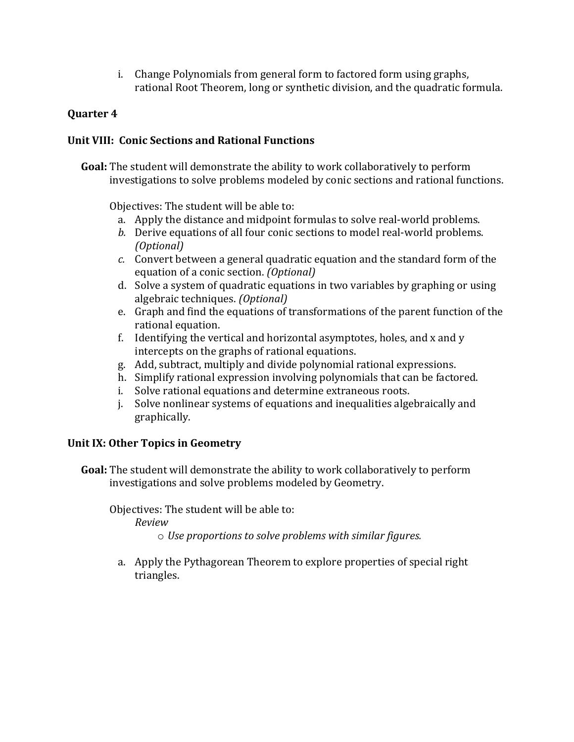i. Change Polynomials from general form to factored form using graphs, rational Root Theorem, long or synthetic division, and the quadratic formula.

**Quarter 4**

**Unit VIII: Conic Sections and Rational Functions**

**Goal:** The student will demonstrate the ability to work collaboratively to perform investigations to solve problems modeled by conic sections and rational functions.

Objectives: The student will be able to:

a. Apply the distance and midpoint formulas to solve real-world problems.
*b.* Derive equations of all four conic sections to model real-world problems. *(Optional)*
*c.* Convert between a general quadratic equation and the standard form of the equation of a conic section. *(Optional)*
d. Solve a system of quadratic equations in two variables by graphing or using algebraic techniques. *(Optional)*
e. Graph and find the equations of transformations of the parent function of the rational equation.
f. Identifying the vertical and horizontal asymptotes, holes, and x and y intercepts on the graphs of rational equations.
g. Add, subtract, multiply and divide polynomial rational expressions.
h. Simplify rational expression involving polynomials that can be factored.
i. Solve rational equations and determine extraneous roots.
j. Solve nonlinear systems of equations and inequalities algebraically and graphically.

**Unit IX: Other Topics in Geometry**

**Goal:** The student will demonstrate the ability to work collaboratively to perform investigations and solve problems modeled by Geometry.

Objectives: The student will be able to:

*Review*

- *Use proportions to solve problems with similar figures.*

a. Apply the Pythagorean Theorem to explore properties of special right triangles.